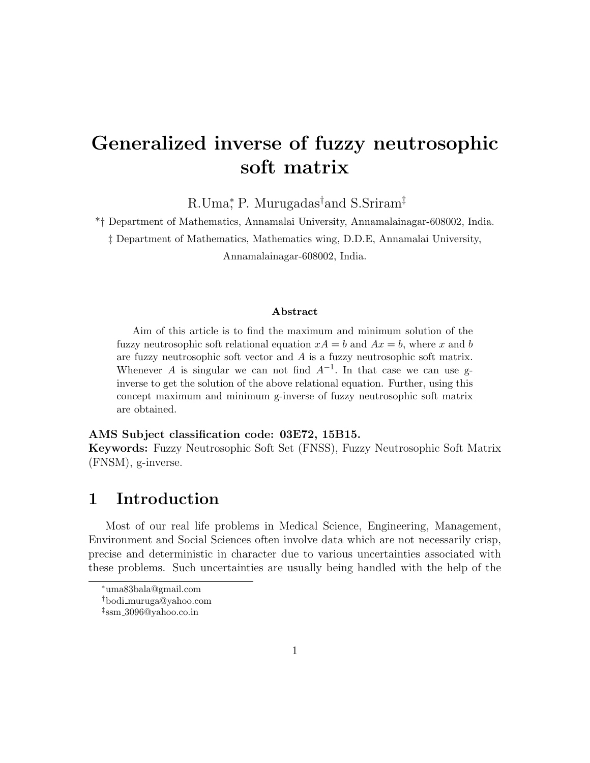# Generalized inverse of fuzzy neutrosophic soft matrix

R.Uma[*], P. Murugadas[†] and S.Sriram[‡]

[*][†] Department of Mathematics, Annamalai University, Annamalainagar-608002, India.

[‡] Department of Mathematics, Mathematics wing, D.D.E, Annamalai University, Annamalainagar-608002, India.

**Abstract**

Aim of this article is to find the maximum and minimum solution of the fuzzy neutrosophic soft relational equation $xA = b$ and $Ax = b$, where $x$ and $b$ are fuzzy neutrosophic soft vector and $A$ is a fuzzy neutrosophic soft matrix. Whenever $A$ is singular we can not find $A^{-1}$. In that case we can use g-inverse to get the solution of the above relational equation. Further, using this concept maximum and minimum g-inverse of fuzzy neutrosophic soft matrix are obtained.

**AMS Subject classification code: 03E72, 15B15.**

**Keywords:** Fuzzy Neutrosophic Soft Set (FNSS), Fuzzy Neutrosophic Soft Matrix (FNSM), g-inverse.

## 1 Introduction

Most of our real life problems in Medical Science, Engineering, Management, Environment and Social Sciences often involve data which are not necessarily crisp, precise and deterministic in character due to various uncertainties associated with these problems. Such uncertainties are usually being handled with the help of the

[*]uma83bala@gmail.com

[†]bodi_muruga@yahoo.com

[‡]ssm_3096@yahoo.co.in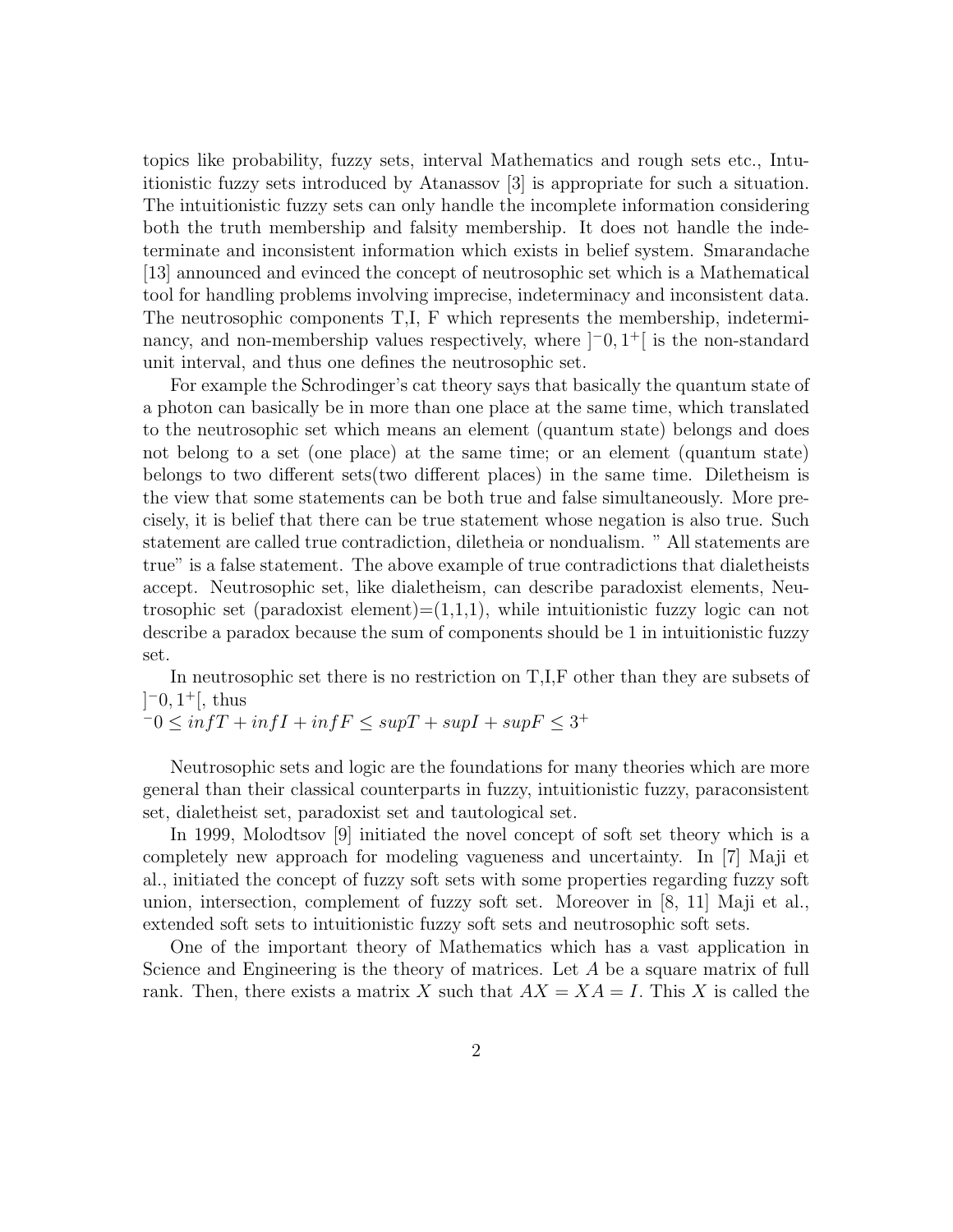topics like probability, fuzzy sets, interval Mathematics and rough sets etc., Intuitionistic fuzzy sets introduced by Atanassov [3] is appropriate for such a situation. The intuitionistic fuzzy sets can only handle the incomplete information considering both the truth membership and falsity membership. It does not handle the indeterminate and inconsistent information which exists in belief system. Smarandache [13] announced and evinced the concept of neutrosophic set which is a Mathematical tool for handling problems involving imprecise, indeterminacy and inconsistent data. The neutrosophic components T,I, F which represents the membership, indeterminancy, and non-membership values respectively, where $]^{-}0, 1^{+}[$ is the non-standard unit interval, and thus one defines the neutrosophic set.

For example the Schrodinger's cat theory says that basically the quantum state of a photon can basically be in more than one place at the same time, which translated to the neutrosophic set which means an element (quantum state) belongs and does not belong to a set (one place) at the same time; or an element (quantum state) belongs to two different sets(two different places) in the same time. Diletheism is the view that some statements can be both true and false simultaneously. More precisely, it is belief that there can be true statement whose negation is also true. Such statement are called true contradiction, diletheia or nondualism. " All statements are true" is a false statement. The above example of true contradictions that dialetheists accept. Neutrosophic set, like dialetheism, can describe paradoxist elements, Neutrosophic set (paradoxist element)=(1,1,1), while intuitionistic fuzzy logic can not describe a paradox because the sum of components should be 1 in intuitionistic fuzzy set.

In neutrosophic set there is no restriction on T,I,F other than they are subsets of $]^{-}0, 1^{+}[$, thus
$^{-}0 \leq infT + infI + infF \leq supT + supI + supF \leq 3^{+}$

Neutrosophic sets and logic are the foundations for many theories which are more general than their classical counterparts in fuzzy, intuitionistic fuzzy, paraconsistent set, dialetheist set, paradoxist set and tautological set.

In 1999, Molodtsov [9] initiated the novel concept of soft set theory which is a completely new approach for modeling vagueness and uncertainty. In [7] Maji et al., initiated the concept of fuzzy soft sets with some properties regarding fuzzy soft union, intersection, complement of fuzzy soft set. Moreover in [8, 11] Maji et al., extended soft sets to intuitionistic fuzzy soft sets and neutrosophic soft sets.

One of the important theory of Mathematics which has a vast application in Science and Engineering is the theory of matrices. Let $A$ be a square matrix of full rank. Then, there exists a matrix $X$ such that $AX = XA = I$. This $X$ is called the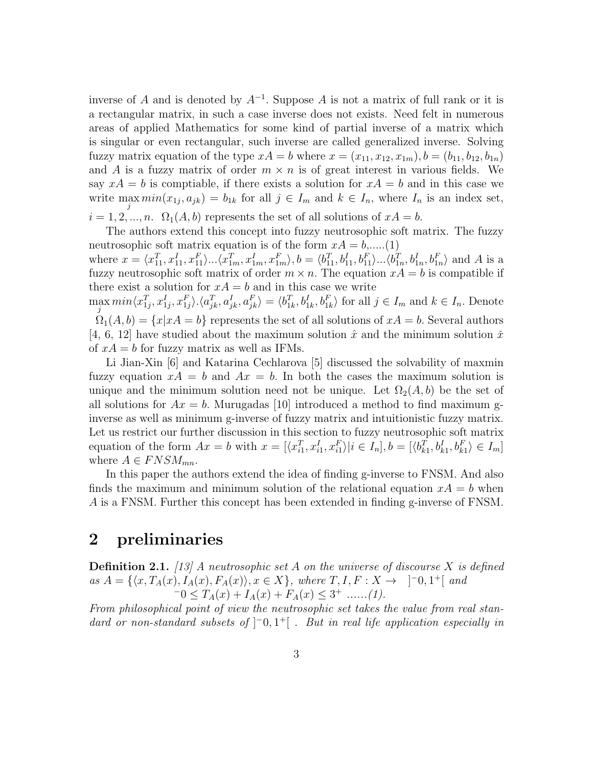inverse of $A$ and is denoted by $A^{-1}$. Suppose $A$ is not a matrix of full rank or it is a rectangular matrix, in such a case inverse does not exists. Need felt in numerous areas of applied Mathematics for some kind of partial inverse of a matrix which is singular or even rectangular, such inverse are called generalized inverse. Solving fuzzy matrix equation of the type $xA = b$ where $x = (x_{11}, x_{12}, x_{1m}), b = (b_{11}, b_{12}, b_{1n})$ and $A$ is a fuzzy matrix of order $m \times n$ is of great interest in various fields. We say $xA = b$ is comptiable, if there exists a solution for $xA = b$ and in this case we write $\max_j min(x_{1j}, a_{jk}) = b_{1k}$ for all $j \in I_m$ and $k \in I_n$, where $I_n$ is an index set, $i = 1, 2, ..., n$. $\Omega_1(A, b)$ represents the set of all solutions of $xA = b$.

The authors extend this concept into fuzzy neutrosophic soft matrix. The fuzzy neutrosophic soft matrix equation is of the form $xA = b$,.....(1) where $x = \langle x^T_{11}, x^I_{11}, x^F_{11}\rangle ... \langle x^T_{1m}, x^I_{1m}, x^F_{1m}\rangle, b = \langle b^T_{11}, b^I_{11}, b^F_{11}\rangle ... \langle b^T_{1n}, b^I_{1n}, b^F_{1n}\rangle$ and $A$ is a fuzzy neutrosophic soft matrix of order $m \times n$. The equation $xA = b$ is compatible if there exist a solution for $xA = b$ and in this case we write $\max_j min\langle x^T_{1j}, x^I_{1j}, x^F_{1j}\rangle . \langle a^T_{jk}, a^I_{jk}, a^F_{jk}\rangle = \langle b^T_{1k}, b^I_{1k}, b^F_{1k}\rangle$ for all $j \in I_m$ and $k \in I_n$. Denote $\Omega_1(A, b) = \{x|xA = b\}$ represents the set of all solutions of $xA = b$. Several authors [4, 6, 12] have studied about the maximum solution $\hat{x}$ and the minimum solution $\check{x}$ of $xA = b$ for fuzzy matrix as well as IFMs.

Li Jian-Xin [6] and Katarina Cechlarova [5] discussed the solvability of maxmin fuzzy equation $xA = b$ and $Ax = b$. In both the cases the maximum solution is unique and the minimum solution need not be unique. Let $\Omega_2(A, b)$ be the set of all solutions for $Ax = b$. Murugadas [10] introduced a method to find maximum g-inverse as well as minimum g-inverse of fuzzy matrix and intuitionistic fuzzy matrix. Let us restrict our further discussion in this section to fuzzy neutrosophic soft matrix equation of the form $Ax = b$ with $x = [\langle x^T_{i1}, x^I_{i1}, x^F_{i1}\rangle | i \in I_n], b = [\langle b^T_{k1}, b^I_{k1}, b^F_{k1}\rangle \in I_m]$ where $A \in FNSM_{mn}$.

In this paper the authors extend the idea of finding g-inverse to FNSM. And also finds the maximum and minimum solution of the relational equation $xA = b$ when $A$ is a FNSM. Further this concept has been extended in finding g-inverse of FNSM.

## 2 preliminaries

**Definition 2.1.** *[13] A neutrosophic set A on the universe of discourse X is defined as* $A = \{\langle x, T_A(x), I_A(x), F_A(x)\rangle, x \in X\}$*, where* $T, I, F : X \to\ ]^-0, 1^+[$ *and*

$$^-0 \leq T_A(x) + I_A(x) + F_A(x) \leq 3^+ \text{ ......(1).}$$

*From philosophical point of view the neutrosophic set takes the value from real standard or non-standard subsets of* $]^-0, 1^+[$ . *But in real life application especially in*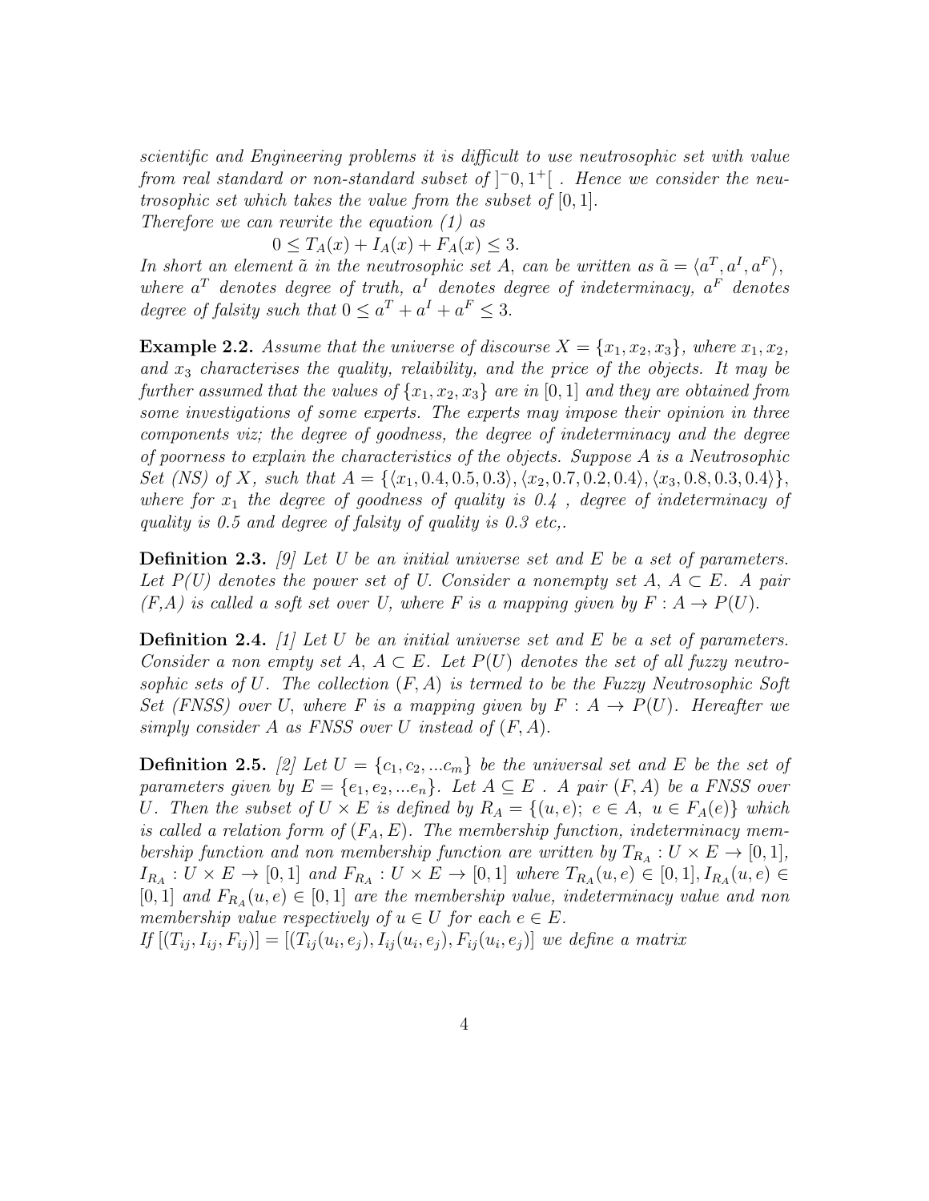*scientific and Engineering problems it is difficult to use neutrosophic set with value from real standard or non-standard subset of $]^{-}0, 1^{+}[$ . Hence we consider the neutrosophic set which takes the value from the subset of $[0, 1]$.*
*Therefore we can rewrite the equation (1) as*

$$0 \leq T_A(x) + I_A(x) + F_A(x) \leq 3.$$

*In short an element $\tilde{a}$ in the neutrosophic set A, can be written as $\tilde{a} = \langle a^T, a^I, a^F \rangle$, where $a^T$ denotes degree of truth, $a^I$ denotes degree of indeterminacy, $a^F$ denotes degree of falsity such that $0 \leq a^T + a^I + a^F \leq 3$.*

**Example 2.2.** *Assume that the universe of discourse $X = \{x_1, x_2, x_3\}$, where $x_1, x_2$, and $x_3$ characterises the quality, relaibility, and the price of the objects. It may be further assumed that the values of $\{x_1, x_2, x_3\}$ are in $[0, 1]$ and they are obtained from some investigations of some experts. The experts may impose their opinion in three components viz; the degree of goodness, the degree of indeterminacy and the degree of poorness to explain the characteristics of the objects. Suppose A is a Neutrosophic Set (NS) of X, such that $A = \{\langle x_1, 0.4, 0.5, 0.3\rangle, \langle x_2, 0.7, 0.2, 0.4\rangle, \langle x_3, 0.8, 0.3, 0.4\rangle\}$, where for $x_1$ the degree of goodness of quality is 0.4 , degree of indeterminacy of quality is 0.5 and degree of falsity of quality is 0.3 etc,.*

**Definition 2.3.** *[9] Let U be an initial universe set and E be a set of parameters. Let P(U) denotes the power set of U. Consider a nonempty set A, $A \subset E$. A pair (F,A) is called a soft set over U, where F is a mapping given by $F : A \rightarrow P(U)$.*

**Definition 2.4.** *[1] Let U be an initial universe set and E be a set of parameters. Consider a non empty set A, $A \subset E$. Let $P(U)$ denotes the set of all fuzzy neutrosophic sets of U. The collection $(F, A)$ is termed to be the Fuzzy Neutrosophic Soft Set (FNSS) over U, where F is a mapping given by $F : A \rightarrow P(U)$. Hereafter we simply consider A as FNSS over U instead of $(F, A)$.*

**Definition 2.5.** *[2] Let $U = \{c_1, c_2, ...c_m\}$ be the universal set and E be the set of parameters given by $E = \{e_1, e_2, ...e_n\}$. Let $A \subseteq E$ . A pair $(F, A)$ be a FNSS over U. Then the subset of $U \times E$ is defined by $R_A = \{(u, e);\ e \in A,\ u \in F_A(e)\}$ which is called a relation form of $(F_A, E)$. The membership function, indeterminacy membership function and non membership function are written by $T_{R_A} : U \times E \rightarrow [0, 1]$, $I_{R_A} : U \times E \rightarrow [0, 1]$ and $F_{R_A} : U \times E \rightarrow [0, 1]$ where $T_{R_A}(u, e) \in [0, 1], I_{R_A}(u, e) \in [0, 1]$ and $F_{R_A}(u, e) \in [0, 1]$ are the membership value, indeterminacy value and non membership value respectively of $u \in U$ for each $e \in E$.*
*If $[(T_{ij}, I_{ij}, F_{ij})] = [(T_{ij}(u_i, e_j), I_{ij}(u_i, e_j), F_{ij}(u_i, e_j)]$ we define a matrix*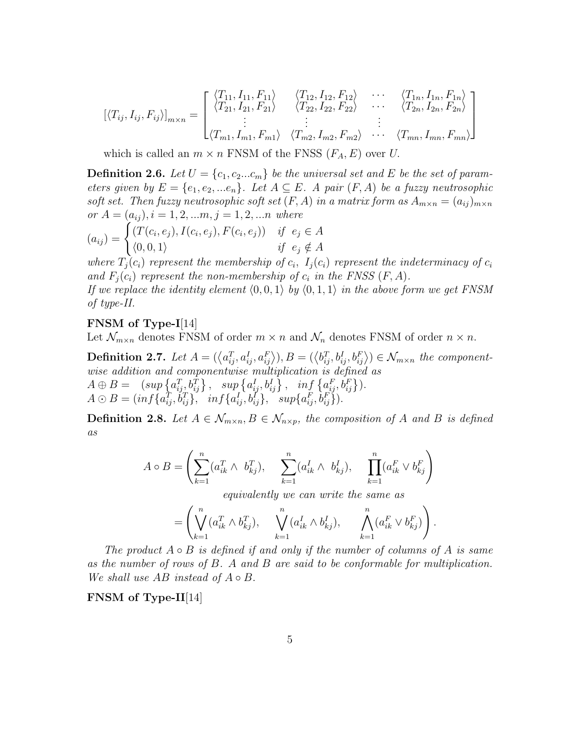$$[\langle T_{ij}, I_{ij}, F_{ij}\rangle]_{m\times n} = \begin{bmatrix} \langle T_{11}, I_{11}, F_{11}\rangle & \langle T_{12}, I_{12}, F_{12}\rangle & \cdots & \langle T_{1n}, I_{1n}, F_{1n}\rangle \\ \langle T_{21}, I_{21}, F_{21}\rangle & \langle T_{22}, I_{22}, F_{22}\rangle & \cdots & \langle T_{2n}, I_{2n}, F_{2n}\rangle \\ \vdots & \vdots & \vdots & \\ \langle T_{m1}, I_{m1}, F_{m1}\rangle & \langle T_{m2}, I_{m2}, F_{m2}\rangle & \cdots & \langle T_{mn}, I_{mn}, F_{mn}\rangle \end{bmatrix}$$

which is called an $m \times n$ FNSM of the FNSS $(F_A, E)$ over $U$.

**Definition 2.6.** *Let $U = \{c_1, c_2...c_m\}$ be the universal set and $E$ be the set of parameters given by $E = \{e_1, e_2, ...e_n\}$. Let $A \subseteq E$. A pair $(F, A)$ be a fuzzy neutrosophic soft set. Then fuzzy neutrosophic soft set $(F, A)$ in a matrix form as $A_{m\times n} = (a_{ij})_{m\times n}$ or $A = (a_{ij}), i = 1, 2, ...m, j = 1, 2, ...n$ where*

$$(a_{ij}) = \begin{cases} (T(c_i, e_j), I(c_i, e_j), F(c_i, e_j)) & if \ \ e_j \in A \\ \langle 0, 0, 1\rangle & if \ \ e_j \notin A \end{cases}$$

*where $T_j(c_i)$ represent the membership of $c_i$, $I_j(c_i)$ represent the indeterminacy of $c_i$ and $F_j(c_i)$ represent the non-membership of $c_i$ in the FNSS $(F, A)$.*
*If we replace the identity element $\langle 0, 0, 1\rangle$ by $\langle 0, 1, 1\rangle$ in the above form we get FNSM of type-II.*

**FNSM of Type-I**[14]

Let $\mathcal{N}_{m\times n}$ denotes FNSM of order $m \times n$ and $\mathcal{N}_n$ denotes FNSM of order $n \times n$.

**Definition 2.7.** *Let $A = (\langle a^T_{ij}, a^I_{ij}, a^F_{ij}\rangle), B = (\langle b^T_{ij}, b^I_{ij}, b^F_{ij}\rangle) \in \mathcal{N}_{m\times n}$ the componentwise addition and componentwise multiplication is defined as*
$A \oplus B = \ (sup\left\{a^T_{ij}, b^T_{ij}\right\}, \ \ sup\left\{a^I_{ij}, b^I_{ij}\right\}, \ \ inf\left\{a^F_{ij}, b^F_{ij}\right\})$.
$A \odot B = (inf\{a^T_{ij}, b^T_{ij}\}, \ \ inf\{a^I_{ij}, b^I_{ij}\}, \ \ sup\{a^F_{ij}, b^F_{ij}\})$.

**Definition 2.8.** *Let $A \in \mathcal{N}_{m\times n}, B \in \mathcal{N}_{n\times p}$, the composition of $A$ and $B$ is defined as*

$$A \circ B = \left(\sum_{k=1}^{n}(a^T_{ik} \wedge \ b^T_{kj}), \quad \sum_{k=1}^{n}(a^I_{ik} \wedge \ b^I_{kj}), \quad \prod_{k=1}^{n}(a^F_{ik} \vee b^F_{kj}\right)$$

*equivalently we can write the same as*

$$= \left(\bigvee_{k=1}^{n}(a^T_{ik} \wedge b^T_{kj}), \quad \bigvee_{k=1}^{n}(a^I_{ik} \wedge b^I_{kj}), \quad \bigwedge_{k=1}^{n}(a^F_{ik} \vee b^F_{kj})\right).$$

*The product $A \circ B$ is defined if and only if the number of columns of $A$ is same as the number of rows of $B$. $A$ and $B$ are said to be conformable for multiplication. We shall use $AB$ instead of $A \circ B$.*

**FNSM of Type-II**[14]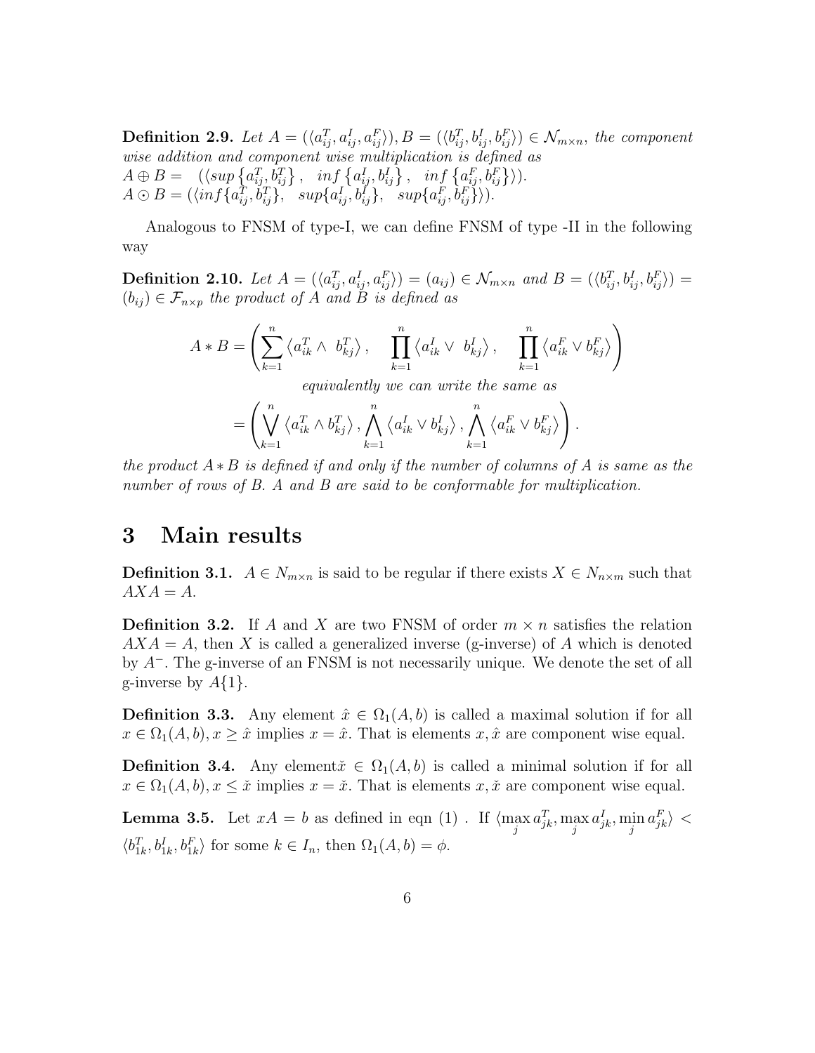**Definition 2.9.** *Let $A = (\langle a^T_{ij}, a^I_{ij}, a^F_{ij}\rangle), B = (\langle b^T_{ij}, b^I_{ij}, b^F_{ij}\rangle) \in \mathcal{N}_{m\times n}$, the component wise addition and component wise multiplication is defined as*
$A \oplus B = \ \ (\langle sup\left\{a^T_{ij}, b^T_{ij}\right\},\ \ inf\left\{a^I_{ij}, b^I_{ij}\right\},\ \ inf\left\{a^F_{ij}, b^F_{ij}\right\}\rangle)$.
$A \odot B = (\langle inf\{a^T_{ij}, b^T_{ij}\},\ \ sup\{a^I_{ij}, b^I_{ij}\},\ \ sup\{a^F_{ij}, b^F_{ij}\}\rangle)$.

Analogous to FNSM of type-I, we can define FNSM of type -II in the following way

**Definition 2.10.** *Let $A = (\langle a^T_{ij}, a^I_{ij}, a^F_{ij}\rangle) = (a_{ij}) \in \mathcal{N}_{m\times n}$ and $B = (\langle b^T_{ij}, b^I_{ij}, b^F_{ij}\rangle) = (b_{ij}) \in \mathcal{F}_{n\times p}$ the product of $A$ and $B$ is defined as*

$$A * B = \left(\sum_{k=1}^{n} \left\langle a^T_{ik} \wedge\ b^T_{kj}\right\rangle,\quad \prod_{k=1}^{n} \left\langle a^I_{ik} \vee\ b^I_{kj}\right\rangle,\quad \prod_{k=1}^{n} \left\langle a^F_{ik} \vee b^F_{kj}\right\rangle\right)$$

*equivalently we can write the same as*

$$= \left(\bigvee_{k=1}^{n} \left\langle a^T_{ik} \wedge b^T_{kj}\right\rangle, \bigwedge_{k=1}^{n} \left\langle a^I_{ik} \vee b^I_{kj}\right\rangle, \bigwedge_{k=1}^{n} \left\langle a^F_{ik} \vee b^F_{kj}\right\rangle\right).$$

*the product $A * B$ is defined if and only if the number of columns of $A$ is same as the number of rows of $B$. $A$ and $B$ are said to be conformable for multiplication.*

# 3 Main results

**Definition 3.1.** $A \in N_{m\times n}$ is said to be regular if there exists $X \in N_{n\times m}$ such that $AXA = A$.

**Definition 3.2.** If $A$ and $X$ are two FNSM of order $m \times n$ satisfies the relation $AXA = A$, then $X$ is called a generalized inverse (g-inverse) of $A$ which is denoted by $A^-$. The g-inverse of an FNSM is not necessarily unique. We denote the set of all g-inverse by $A\{1\}$.

**Definition 3.3.** Any element $\hat{x} \in \Omega_1(A, b)$ is called a maximal solution if for all $x \in \Omega_1(A, b), x \geq \hat{x}$ implies $x = \hat{x}$. That is elements $x, \hat{x}$ are component wise equal.

**Definition 3.4.** Any element $\check{x} \in \Omega_1(A, b)$ is called a minimal solution if for all $x \in \Omega_1(A, b), x \leq \check{x}$ implies $x = \check{x}$. That is elements $x, \check{x}$ are component wise equal.

**Lemma 3.5.** Let $xA = b$ as defined in eqn (1) . If $\langle \max\limits_j a^T_{jk}, \max\limits_j a^I_{jk}, \min\limits_j a^F_{jk}\rangle < \langle b^T_{1k}, b^I_{1k}, b^F_{1k}\rangle$ for some $k \in I_n$, then $\Omega_1(A, b) = \phi$.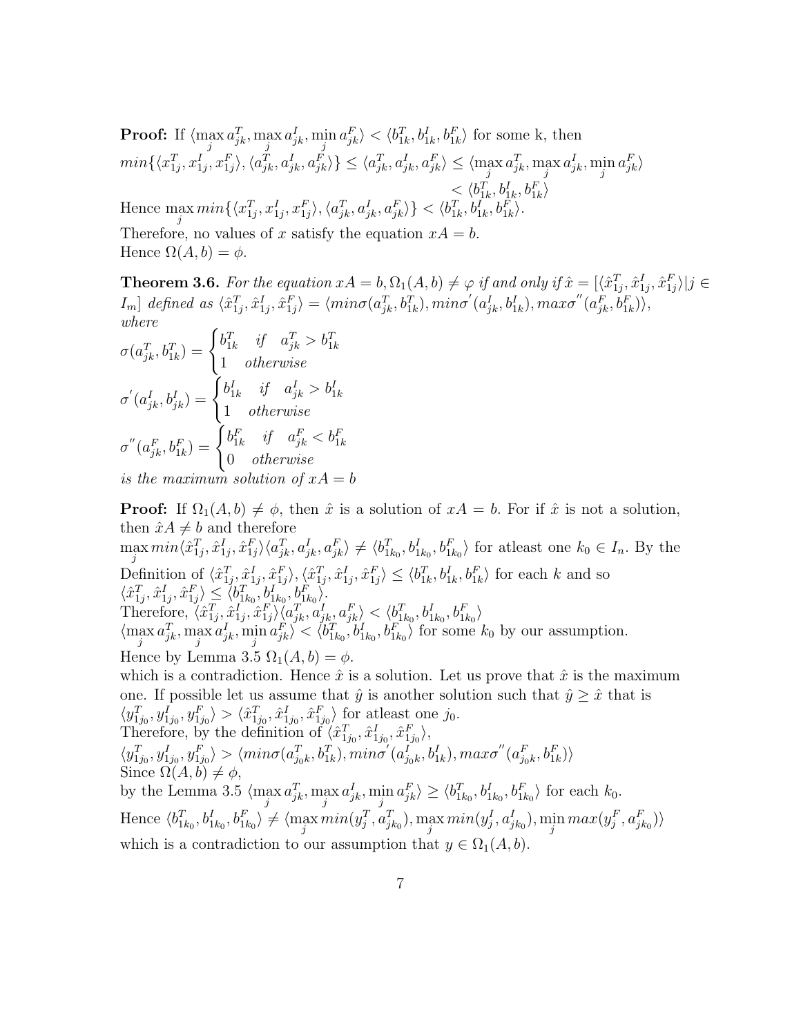**Proof:** If $\langle \max_j a^T_{jk}, \max_j a^I_{jk}, \min_j a^F_{jk} \rangle < \langle b^T_{1k}, b^I_{1k}, b^F_{1k} \rangle$ for some k, then

$$min\{\langle x^T_{1j}, x^I_{1j}, x^F_{1j} \rangle, \langle a^T_{jk}, a^I_{jk}, a^F_{jk} \rangle\} \leq \langle a^T_{jk}, a^I_{jk}, a^F_{jk} \rangle \leq \langle \max_j a^T_{jk}, \max_j a^I_{jk}, \min_j a^F_{jk} \rangle < \langle b^T_{1k}, b^I_{1k}, b^F_{1k} \rangle$$

Hence $\max_j min\{\langle x^T_{1j}, x^I_{1j}, x^F_{1j} \rangle, \langle a^T_{jk}, a^I_{jk}, a^F_{jk} \rangle\} < \langle b^T_{1k}, b^I_{1k}, b^F_{1k} \rangle$.
Therefore, no values of $x$ satisfy the equation $xA = b$.
Hence $\Omega(A, b) = \phi$.

**Theorem 3.6.** *For the equation $xA = b, \Omega_1(A, b) \neq \varphi$ if and only if $\hat{x} = [\langle \hat{x}^T_{1j}, \hat{x}^I_{1j}, \hat{x}^F_{1j} \rangle | j \in I_m]$ defined as $\langle \hat{x}^T_{1j}, \hat{x}^I_{1j}, \hat{x}^F_{1j} \rangle = \langle min\sigma(a^T_{jk}, b^T_{1k}), min\sigma'(a^I_{jk}, b^I_{1k}), max\sigma''(a^F_{jk}, b^F_{1k}) \rangle$, where*

$$\sigma(a^T_{jk}, b^T_{1k}) = \begin{cases} b^T_{1k} & if \quad a^T_{jk} > b^T_{1k} \\ 1 & otherwise \end{cases}$$

$$\sigma'(a^I_{jk}, b^I_{jk}) = \begin{cases} b^I_{1k} & if \quad a^I_{jk} > b^I_{1k} \\ 1 & otherwise \end{cases}$$

$$\sigma''(a^F_{jk}, b^F_{1k}) = \begin{cases} b^F_{1k} & if \quad a^F_{jk} < b^F_{1k} \\ 0 & otherwise \end{cases}$$

*is the maximum solution of $xA = b$*

**Proof:** If $\Omega_1(A, b) \neq \phi$, then $\hat{x}$ is a solution of $xA = b$. For if $\hat{x}$ is not a solution, then $\hat{x}A \neq b$ and therefore
$\max_j min\langle \hat{x}^T_{1j}, \hat{x}^I_{1j}, \hat{x}^F_{1j} \rangle \langle a^T_{jk}, a^I_{jk}, a^F_{jk} \rangle \neq \langle b^T_{1k_0}, b^I_{1k_0}, b^F_{1k_0} \rangle$ for atleast one $k_0 \in I_n$. By the Definition of $\langle \hat{x}^T_{1j}, \hat{x}^I_{1j}, \hat{x}^F_{1j} \rangle$, $\langle \hat{x}^T_{1j}, \hat{x}^I_{1j}, \hat{x}^F_{1j} \rangle \leq \langle b^T_{1k}, b^I_{1k}, b^F_{1k} \rangle$ for each $k$ and so
$\langle \hat{x}^T_{1j}, \hat{x}^I_{1j}, \hat{x}^F_{1j} \rangle \leq \langle b^T_{1k_0}, b^I_{1k_0}, b^F_{1k_0} \rangle$.
Therefore, $\langle \hat{x}^T_{1j}, \hat{x}^I_{1j}, \hat{x}^F_{1j} \rangle \langle a^T_{jk}, a^I_{jk}, a^F_{jk} \rangle < \langle b^T_{1k_0}, b^I_{1k_0}, b^F_{1k_0} \rangle$
$\langle \max_j a^T_{jk}, \max_j a^I_{jk}, \min_j a^F_{jk} \rangle < \langle b^T_{1k_0}, b^I_{1k_0}, b^F_{1k_0} \rangle$ for some $k_0$ by our assumption.
Hence by Lemma 3.5 $\Omega_1(A, b) = \phi$.
which is a contradiction. Hence $\hat{x}$ is a solution. Let us prove that $\hat{x}$ is the maximum one. If possible let us assume that $\hat{y}$ is another solution such that $\hat{y} \geq \hat{x}$ that is
$\langle y^T_{1j_0}, y^I_{1j_0}, y^F_{1j_0} \rangle > \langle \hat{x}^T_{1j_0}, \hat{x}^I_{1j_0}, \hat{x}^F_{1j_0} \rangle$ for atleast one $j_0$.
Therefore, by the definition of $\langle \hat{x}^T_{1j_0}, \hat{x}^I_{1j_0}, \hat{x}^F_{1j_0} \rangle$,
$\langle y^T_{1j_0}, y^I_{1j_0}, y^F_{1j_0} \rangle > \langle min\sigma(a^T_{j_0k}, b^T_{1k}), min\sigma'(a^I_{j_0k}, b^I_{1k}), max\sigma''(a^F_{j_0k}, b^F_{1k}) \rangle$
Since $\Omega(A, b) \neq \phi$,
by the Lemma 3.5 $\langle \max_j a^T_{jk}, \max_j a^I_{jk}, \min_j a^F_{jk} \rangle \geq \langle b^T_{1k_0}, b^I_{1k_0}, b^F_{1k_0} \rangle$ for each $k_0$.
Hence $\langle b^T_{1k_0}, b^I_{1k_0}, b^F_{1k_0} \rangle \neq \langle \max_j min(y^T_j, a^T_{jk_0}), \max_j min(y^I_j, a^I_{jk_0}), \min_j max(y^F_j, a^F_{jk_0}) \rangle$
which is a contradiction to our assumption that $y \in \Omega_1(A, b)$.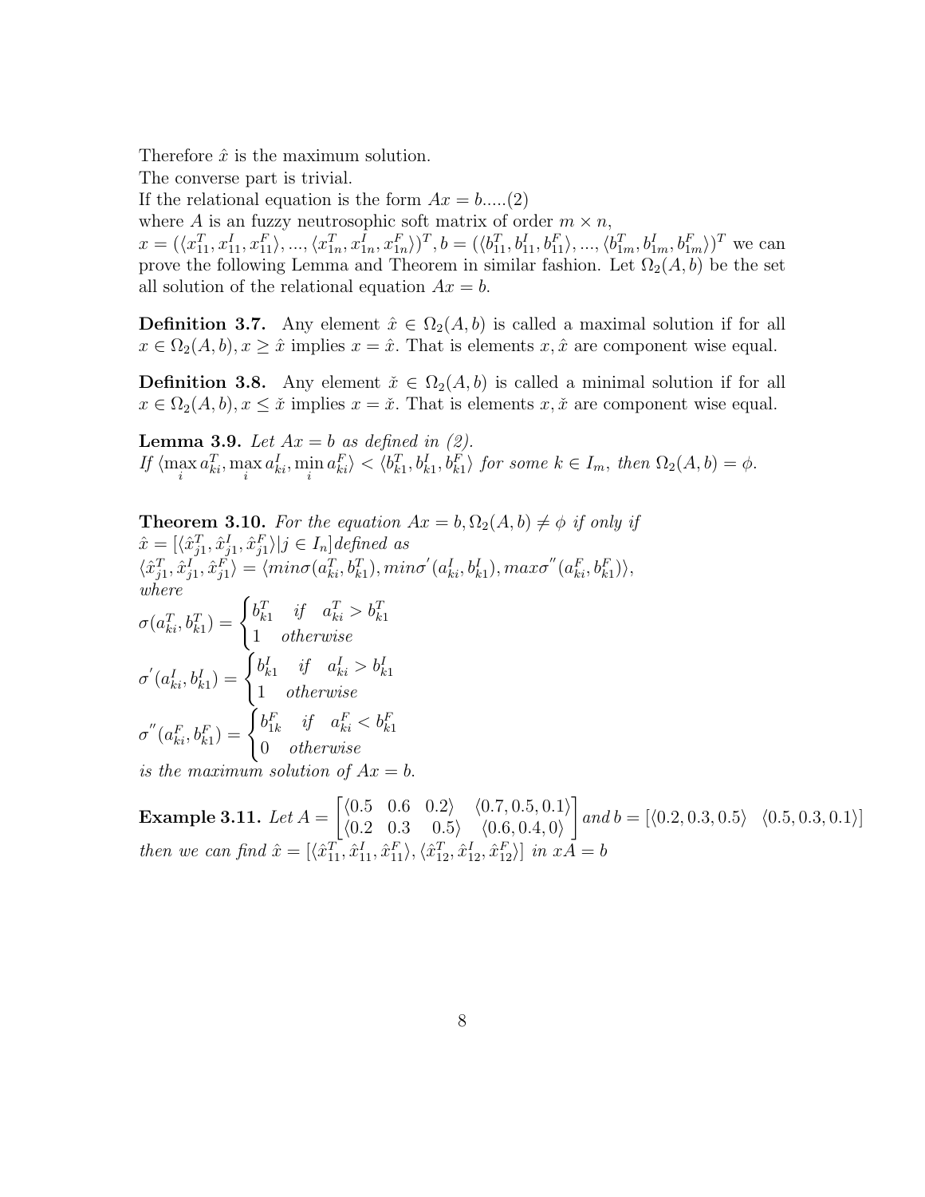Therefore $\hat{x}$ is the maximum solution.
The converse part is trivial.
If the relational equation is the form $Ax = b$.....(2)
where $A$ is an fuzzy neutrosophic soft matrix of order $m \times n$,
$x = (\langle x_{11}^T, x_{11}^I, x_{11}^F \rangle, ..., \langle x_{1n}^T, x_{1n}^I, x_{1n}^F \rangle)^T, b = (\langle b_{11}^T, b_{11}^I, b_{11}^F \rangle, ..., \langle b_{1m}^T, b_{1m}^I, b_{1m}^F \rangle)^T$ we can prove the following Lemma and Theorem in similar fashion. Let $\Omega_2(A, b)$ be the set all solution of the relational equation $Ax = b$.

**Definition 3.7.** Any element $\hat{x} \in \Omega_2(A, b)$ is called a maximal solution if for all $x \in \Omega_2(A, b), x \geq \hat{x}$ implies $x = \hat{x}$. That is elements $x, \hat{x}$ are component wise equal.

**Definition 3.8.** Any element $\check{x} \in \Omega_2(A, b)$ is called a minimal solution if for all $x \in \Omega_2(A, b), x \leq \check{x}$ implies $x = \check{x}$. That is elements $x, \check{x}$ are component wise equal.

**Lemma 3.9.** *Let $Ax = b$ as defined in (2).*
*If $\langle \max\limits_i a_{ki}^T, \max\limits_i a_{ki}^I, \min\limits_i a_{ki}^F \rangle < \langle b_{k1}^T, b_{k1}^I, b_{k1}^F \rangle$ for some $k \in I_m$, then $\Omega_2(A, b) = \phi$.*

**Theorem 3.10.** *For the equation $Ax = b, \Omega_2(A, b) \neq \phi$ if only if*
*$\hat{x} = [\langle \hat{x}_{j1}^T, \hat{x}_{j1}^I, \hat{x}_{j1}^F \rangle | j \in I_n]$ defined as*
*$\langle \hat{x}_{j1}^T, \hat{x}_{j1}^I, \hat{x}_{j1}^F \rangle = \langle min\sigma(a_{ki}^T, b_{k1}^T), min\sigma'(a_{ki}^I, b_{k1}^I), max\sigma''(a_{ki}^F, b_{k1}^F) \rangle$,*
*where*

$$\sigma(a_{ki}^T, b_{k1}^T) = \begin{cases} b_{k1}^T & if \quad a_{ki}^T > b_{k1}^T \\ 1 & otherwise \end{cases}$$

$$\sigma'(a_{ki}^I, b_{k1}^I) = \begin{cases} b_{k1}^I & if \quad a_{ki}^I > b_{k1}^I \\ 1 & otherwise \end{cases}$$

$$\sigma''(a_{ki}^F, b_{k1}^F) = \begin{cases} b_{1k}^F & if \quad a_{ki}^F < b_{k1}^F \\ 0 & otherwise \end{cases}$$

*is the maximum solution of $Ax = b$.*

**Example 3.11.** *Let* $A = \begin{bmatrix} \langle 0.5 & 0.6 & 0.2 \rangle & \langle 0.7, 0.5, 0.1 \rangle \\ \langle 0.2 & 0.3 & 0.5 \rangle & \langle 0.6, 0.4, 0 \rangle \end{bmatrix}$ *and* $b = [\langle 0.2, 0.3, 0.5 \rangle \quad \langle 0.5, 0.3, 0.1 \rangle]$ *then we can find $\hat{x} = [\langle \hat{x}_{11}^T, \hat{x}_{11}^I, \hat{x}_{11}^F \rangle, \langle \hat{x}_{12}^T, \hat{x}_{12}^I, \hat{x}_{12}^F \rangle]$ in $xA = b$*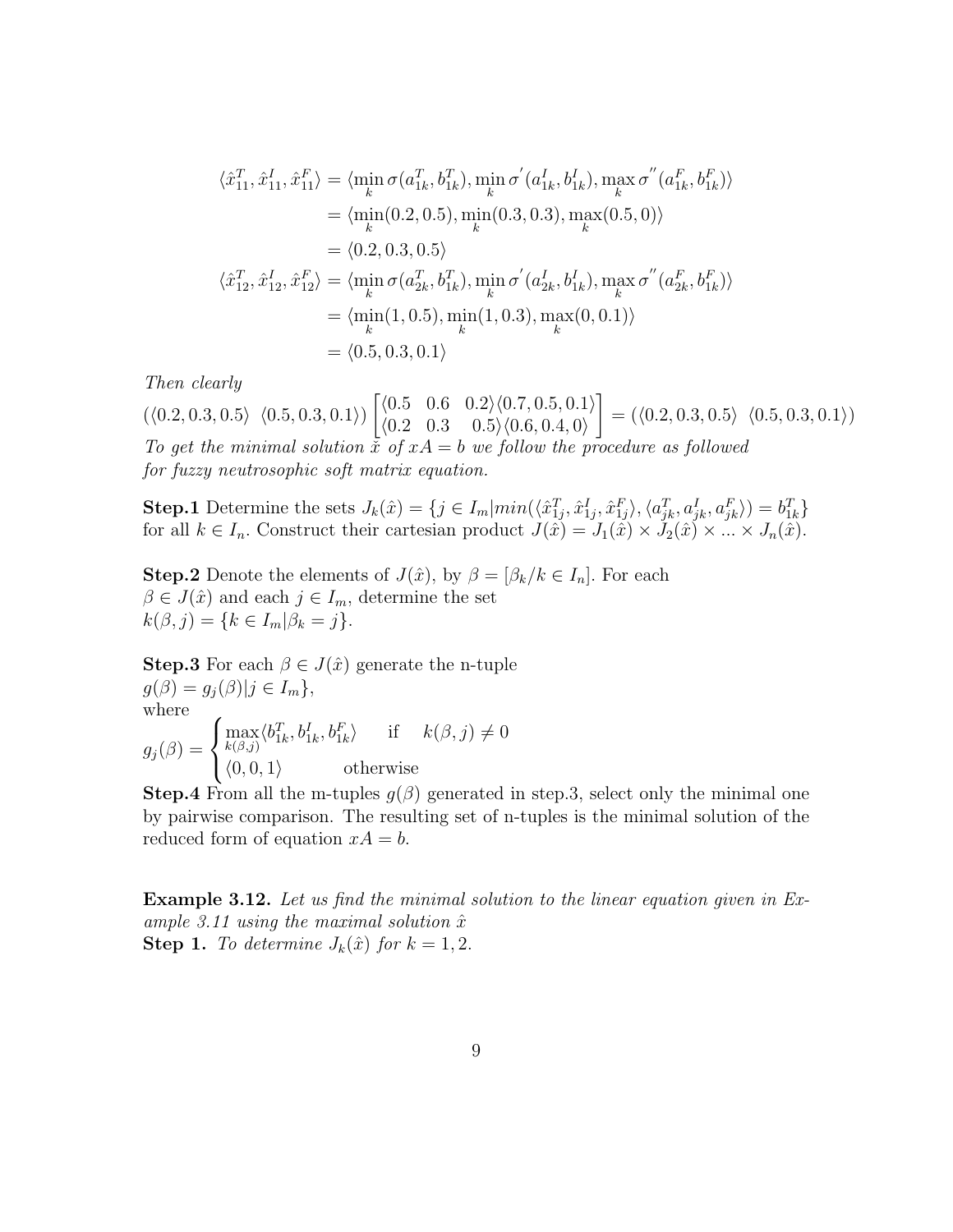$$
\begin{aligned}
\langle \hat{x}_{11}^T, \hat{x}_{11}^I, \hat{x}_{11}^F \rangle &= \langle \min_k \sigma(a_{1k}^T, b_{1k}^T), \min_k \sigma^{'}(a_{1k}^I, b_{1k}^I), \max_k \sigma^{''}(a_{1k}^F, b_{1k}^F) \rangle \\
&= \langle \min_k (0.2, 0.5), \min_k (0.3, 0.3), \max_k (0.5, 0) \rangle \\
&= \langle 0.2, 0.3, 0.5 \rangle \\
\langle \hat{x}_{12}^T, \hat{x}_{12}^I, \hat{x}_{12}^F \rangle &= \langle \min_k \sigma(a_{2k}^T, b_{1k}^T), \min_k \sigma^{'}(a_{2k}^I, b_{1k}^I), \max_k \sigma^{''}(a_{2k}^F, b_{1k}^F) \rangle \\
&= \langle \min_k (1, 0.5), \min_k (1, 0.3), \max_k (0, 0.1) \rangle \\
&= \langle 0.5, 0.3, 0.1 \rangle
\end{aligned}
$$

*Then clearly*

$$
(\langle 0.2, 0.3, 0.5\rangle \ \ \langle 0.5, 0.3, 0.1\rangle) \begin{bmatrix} \langle 0.5 \quad 0.6 \quad 0.2\rangle \langle 0.7, 0.5, 0.1\rangle \\ \langle 0.2 \quad 0.3 \quad 0.5\rangle \langle 0.6, 0.4, 0\rangle \end{bmatrix} = (\langle 0.2, 0.3, 0.5\rangle \ \ \langle 0.5, 0.3, 0.1\rangle)
$$

*To get the minimal solution $\check{x}$ of $xA = b$ we follow the procedure as followed for fuzzy neutrosophic soft matrix equation.*

**Step.1** Determine the sets $J_k(\hat{x}) = \{j \in I_m | min(\langle \hat{x}_{1j}^T, \hat{x}_{1j}^I, \hat{x}_{1j}^F \rangle, \langle a_{jk}^T, a_{jk}^I, a_{jk}^F \rangle) = b_{1k}^T\}$ for all $k \in I_n$. Construct their cartesian product $J(\hat{x}) = J_1(\hat{x}) \times J_2(\hat{x}) \times ... \times J_n(\hat{x})$.

**Step.2** Denote the elements of $J(\hat{x})$, by $\beta = [\beta_k / k \in I_n]$. For each $\beta \in J(\hat{x})$ and each $j \in I_m$, determine the set $k(\beta, j) = \{k \in I_m | \beta_k = j\}$.

**Step.3** For each $\beta \in J(\hat{x})$ generate the n-tuple $g(\beta) = g_j(\beta) | j \in I_m\}$, where

$$
g_j(\beta) = \begin{cases} \max\limits_{k(\beta,j)} \langle b_{1k}^T, b_{1k}^I, b_{1k}^F \rangle & \text{if} \quad k(\beta, j) \neq 0 \\ \langle 0, 0, 1 \rangle & \text{otherwise} \end{cases}
$$

**Step.4** From all the m-tuples $g(\beta)$ generated in step.3, select only the minimal one by pairwise comparison. The resulting set of n-tuples is the minimal solution of the reduced form of equation $xA = b$.

**Example 3.12.** *Let us find the minimal solution to the linear equation given in Example 3.11 using the maximal solution $\hat{x}$*

**Step 1.** *To determine $J_k(\hat{x})$ for $k = 1, 2$.*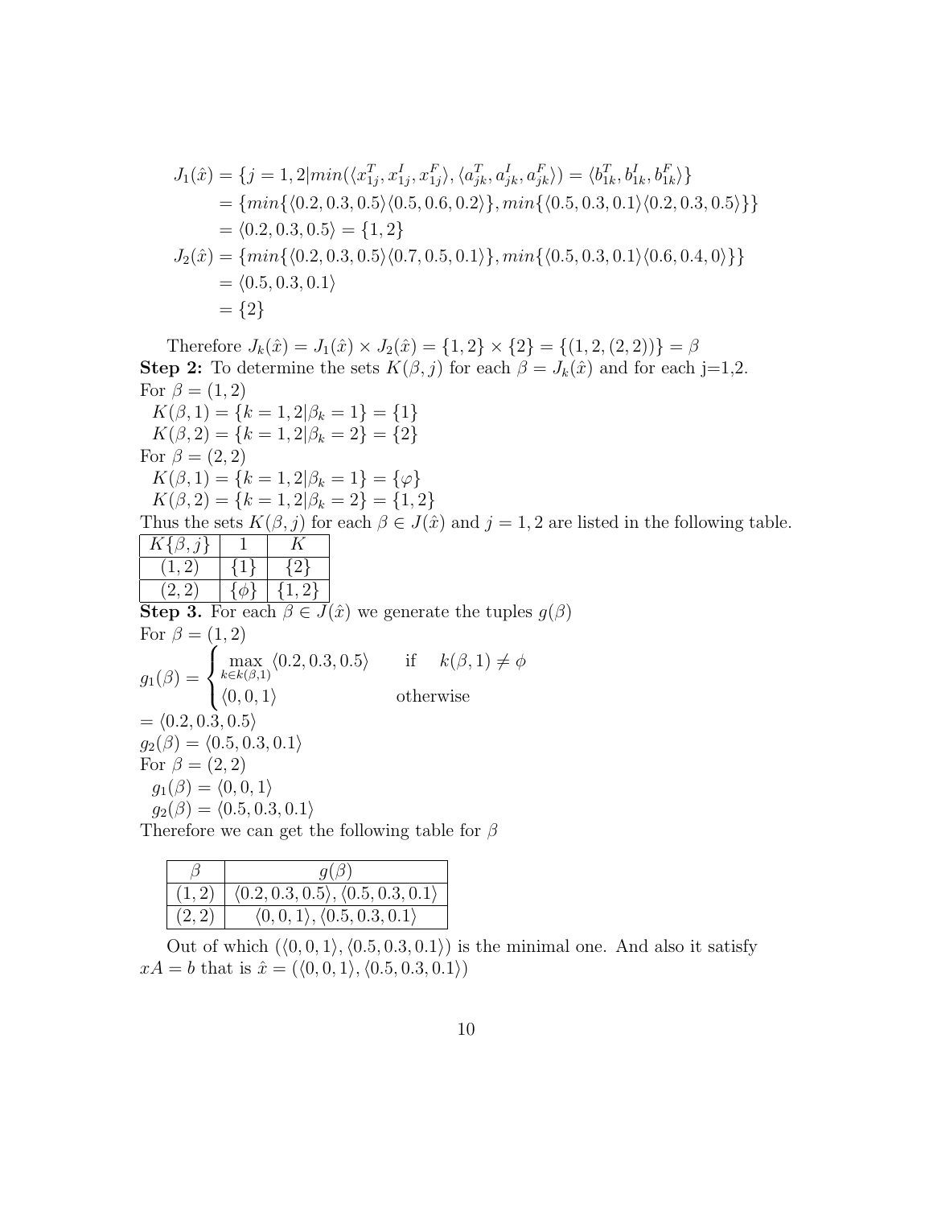$$
\begin{aligned}
J_1(\hat{x}) &= \{j = 1,2 | min(\langle x^T_{1j}, x^I_{1j}, x^F_{1j}\rangle, \langle a^T_{jk}, a^I_{jk}, a^F_{jk}\rangle) = \langle b^T_{1k}, b^I_{1k}, b^F_{1k}\rangle\} \\
&= \{min\{\langle 0.2, 0.3, 0.5\rangle\langle 0.5, 0.6, 0.2\rangle\}, min\{\langle 0.5, 0.3, 0.1\rangle\langle 0.2, 0.3, 0.5\rangle\}\} \\
&= \langle 0.2, 0.3, 0.5\rangle = \{1, 2\} \\
J_2(\hat{x}) &= \{min\{\langle 0.2, 0.3, 0.5\rangle\langle 0.7, 0.5, 0.1\rangle\}, min\{\langle 0.5, 0.3, 0.1\rangle\langle 0.6, 0.4, 0\rangle\}\} \\
&= \langle 0.5, 0.3, 0.1\rangle \\
&= \{2\}
\end{aligned}
$$

Therefore $J_k(\hat{x}) = J_1(\hat{x}) \times J_2(\hat{x}) = \{1, 2\} \times \{2\} = \{(1, 2, (2, 2))\} = \beta$

**Step 2:** To determine the sets $K(\beta, j)$ for each $\beta = J_k(\hat{x})$ and for each j=1,2.

For $\beta = (1, 2)$

$K(\beta, 1) = \{k = 1, 2 | \beta_k = 1\} = \{1\}$

$K(\beta, 2) = \{k = 1, 2 | \beta_k = 2\} = \{2\}$

For $\beta = (2, 2)$

$K(\beta, 1) = \{k = 1, 2 | \beta_k = 1\} = \{\varphi\}$

$K(\beta, 2) = \{k = 1, 2 | \beta_k = 2\} = \{1, 2\}$

Thus the sets $K(\beta, j)$ for each $\beta \in J(\hat{x})$ and $j = 1, 2$ are listed in the following table.

| $K\{\beta, j\}$ | 1 | $K$ |
|---|---|---|
| $(1, 2)$ | $\{1\}$ | $\{2\}$ |
| $(2, 2)$ | $\{\phi\}$ | $\{1, 2\}$ |

**Step 3.** For each $\beta \in J(\hat{x})$ we generate the tuples $g(\beta)$

For $\beta = (1, 2)$

$$
g_1(\beta) = \begin{cases} \max\limits_{k \in k(\beta,1)} \langle 0.2, 0.3, 0.5\rangle & \text{if} \quad k(\beta, 1) \neq \phi \\ \langle 0, 0, 1\rangle & \text{otherwise} \end{cases}
$$

$= \langle 0.2, 0.3, 0.5\rangle$

$g_2(\beta) = \langle 0.5, 0.3, 0.1\rangle$

For $\beta = (2, 2)$

$g_1(\beta) = \langle 0, 0, 1\rangle$

$g_2(\beta) = \langle 0.5, 0.3, 0.1\rangle$

Therefore we can get the following table for $\beta$

| $\beta$ | $g(\beta)$ |
|---|---|
| $(1, 2)$ | $\langle 0.2, 0.3, 0.5\rangle, \langle 0.5, 0.3, 0.1\rangle$ |
| $(2, 2)$ | $\langle 0, 0, 1\rangle, \langle 0.5, 0.3, 0.1\rangle$ |

Out of which $(\langle 0, 0, 1\rangle, \langle 0.5, 0.3, 0.1\rangle)$ is the minimal one. And also it satisfy $xA = b$ that is $\hat{x} = (\langle 0, 0, 1\rangle, \langle 0.5, 0.3, 0.1\rangle)$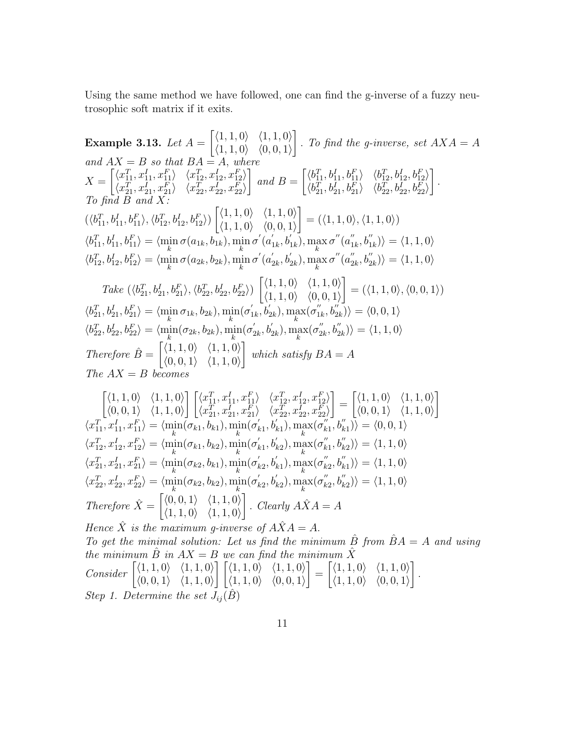Using the same method we have followed, one can find the g-inverse of a fuzzy neutrosophic soft matrix if it exits.

**Example 3.13.** *Let* $A = \begin{bmatrix} \langle 1,1,0\rangle & \langle 1,1,0\rangle \\ \langle 1,1,0\rangle & \langle 0,0,1\rangle \end{bmatrix}$. *To find the g-inverse, set* $AXA = A$ *and* $AX = B$ *so that* $BA = A$, *where*
$X = \begin{bmatrix} \langle x_{11}^T, x_{11}^I, x_{11}^F\rangle & \langle x_{12}^T, x_{12}^I, x_{12}^F\rangle \\ \langle x_{21}^T, x_{21}^I, x_{21}^F\rangle & \langle x_{22}^T, x_{22}^I, x_{22}^F\rangle \end{bmatrix}$ *and* $B = \begin{bmatrix} \langle b_{11}^T, b_{11}^I, b_{11}^F\rangle & \langle b_{12}^T, b_{12}^I, b_{12}^F\rangle \\ \langle b_{21}^T, b_{21}^I, b_{21}^F\rangle & \langle b_{22}^T, b_{22}^I, b_{22}^F\rangle \end{bmatrix}$.
*To find* $B$ *and* $X$*:*

$$(\langle b_{11}^T, b_{11}^I, b_{11}^F\rangle, \langle b_{12}^T, b_{12}^I, b_{12}^F\rangle) \begin{bmatrix} \langle 1,1,0\rangle & \langle 1,1,0\rangle \\ \langle 1,1,0\rangle & \langle 0,0,1\rangle \end{bmatrix} = (\langle 1,1,0\rangle, \langle 1,1,0\rangle)$$

$$\langle b_{11}^T, b_{11}^I, b_{11}^F\rangle = \langle \min_k \sigma(a_{1k}, b_{1k}), \min_k \sigma'(a_{1k}', b_{1k}'), \max_k \sigma''(a_{1k}'', b_{1k}'')\rangle = \langle 1,1,0\rangle$$

$$\langle b_{12}^T, b_{12}^I, b_{12}^F\rangle = \langle \min_k \sigma(a_{2k}, b_{2k}), \min_k \sigma'(a_{2k}', b_{2k}'), \max_k \sigma''(a_{2k}'', b_{2k}'')\rangle = \langle 1,1,0\rangle$$

*Take* $(\langle b_{21}^T, b_{21}^I, b_{21}^F\rangle, \langle b_{22}^T, b_{22}^I, b_{22}^F\rangle) \begin{bmatrix} \langle 1,1,0\rangle & \langle 1,1,0\rangle \\ \langle 1,1,0\rangle & \langle 0,0,1\rangle \end{bmatrix} = (\langle 1,1,0\rangle, \langle 0,0,1\rangle)$

$$\langle b_{21}^T, b_{21}^I, b_{21}^F\rangle = \langle \min_k \sigma_{1k}, b_{2k}), \min_k(\sigma_{1k}', b_{2k}'), \max_k(\sigma_{1k}'', b_{2k}'')\rangle = \langle 0,0,1\rangle$$

$$\langle b_{22}^T, b_{22}^I, b_{22}^F\rangle = \langle \min_k(\sigma_{2k}, b_{2k}), \min_k(\sigma_{2k}', b_{2k}'), \max_k(\sigma_{2k}'', b_{2k}'')\rangle = \langle 1,1,0\rangle$$

*Therefore* $\hat{B} = \begin{bmatrix} \langle 1,1,0\rangle & \langle 1,1,0\rangle \\ \langle 0,0,1\rangle & \langle 1,1,0\rangle \end{bmatrix}$ *which satisfy* $BA = A$
*The* $AX = B$ *becomes*

$$\begin{bmatrix} \langle 1,1,0\rangle & \langle 1,1,0\rangle \\ \langle 0,0,1\rangle & \langle 1,1,0\rangle \end{bmatrix} \begin{bmatrix} \langle x_{11}^T, x_{11}^I, x_{11}^F\rangle & \langle x_{12}^T, x_{12}^I, x_{12}^F\rangle \\ \langle x_{21}^T, x_{21}^I, x_{21}^F\rangle & \langle x_{22}^T, x_{22}^I, x_{22}^F\rangle \end{bmatrix} = \begin{bmatrix} \langle 1,1,0\rangle & \langle 1,1,0\rangle \\ \langle 0,0,1\rangle & \langle 1,1,0\rangle \end{bmatrix}$$

$$\langle x_{11}^T, x_{11}^I, x_{11}^F\rangle = \langle \min_k(\sigma_{k1}, b_{k1}), \min_k(\sigma_{k1}', b_{k1}'), \max_k(\sigma_{k1}'', b_{k1}'')\rangle = \langle 0,0,1\rangle$$

$$\langle x_{12}^T, x_{12}^I, x_{12}^F\rangle = \langle \min_k(\sigma_{k1}, b_{k2}), \min_k(\sigma_{k1}', b_{k2}'), \max_k(\sigma_{k1}'', b_{k2}'')\rangle = \langle 1,1,0\rangle$$

$$\langle x_{21}^T, x_{21}^I, x_{21}^F\rangle = \langle \min_k(\sigma_{k2}, b_{k1}), \min_k(\sigma_{k2}', b_{k1}'), \max_k(\sigma_{k2}'', b_{k1}'')\rangle = \langle 1,1,0\rangle$$

$$\langle x_{22}^T, x_{22}^I, x_{22}^F\rangle = \langle \min_k(\sigma_{k2}, b_{k2}), \min_k(\sigma_{k2}', b_{k2}'), \max_k(\sigma_{k2}'', b_{k2}'')\rangle = \langle 1,1,0\rangle$$

*Therefore* $\hat{X} = \begin{bmatrix} \langle 0,0,1\rangle & \langle 1,1,0\rangle \\ \langle 1,1,0\rangle & \langle 1,1,0\rangle \end{bmatrix}$. *Clearly* $A\hat{X}A = A$
*Hence* $\hat{X}$ *is the maximum g-inverse of* $A\hat{X}A = A$.
*To get the minimal solution: Let us find the minimum* $\hat{B}$ *from* $\hat{B}A = A$ *and using the minimum* $\hat{B}$ *in* $AX = B$ *we can find the minimum* $\hat{X}$
*Consider* $\begin{bmatrix} \langle 1,1,0\rangle & \langle 1,1,0\rangle \\ \langle 0,0,1\rangle & \langle 1,1,0\rangle \end{bmatrix} \begin{bmatrix} \langle 1,1,0\rangle & \langle 1,1,0\rangle \\ \langle 1,1,0\rangle & \langle 0,0,1\rangle \end{bmatrix} = \begin{bmatrix} \langle 1,1,0\rangle & \langle 1,1,0\rangle \\ \langle 1,1,0\rangle & \langle 0,0,1\rangle \end{bmatrix}$.
*Step 1. Determine the set* $J_{ij}(\hat{B})$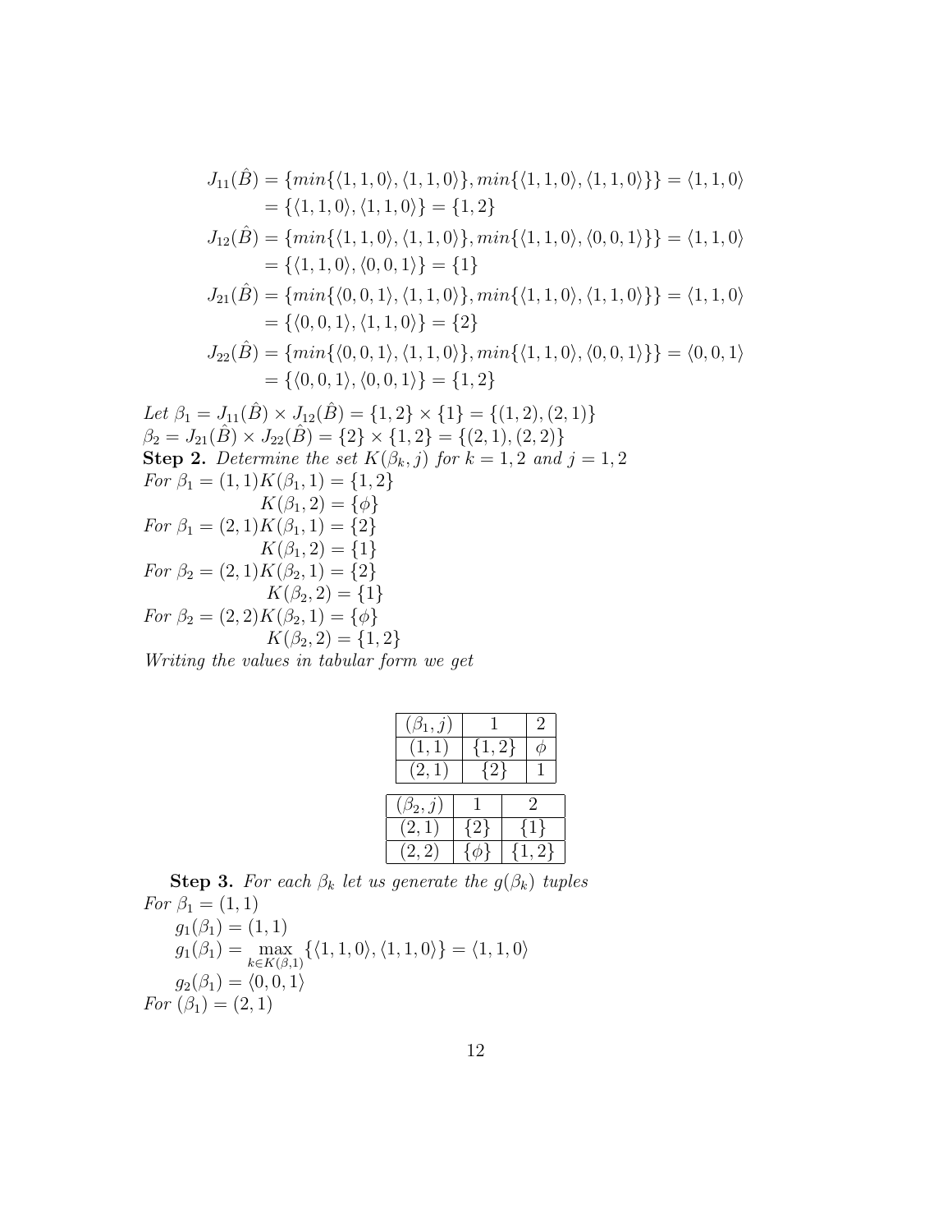$$
\begin{aligned}
J_{11}(\hat{B}) &= \{min\{\langle 1,1,0\rangle, \langle 1,1,0\rangle\}, min\{\langle 1,1,0\rangle, \langle 1,1,0\rangle\}\} = \langle 1,1,0\rangle \\
&= \{\langle 1,1,0\rangle, \langle 1,1,0\rangle\} = \{1,2\} \\
J_{12}(\hat{B}) &= \{min\{\langle 1,1,0\rangle, \langle 1,1,0\rangle\}, min\{\langle 1,1,0\rangle, \langle 0,0,1\rangle\}\} = \langle 1,1,0\rangle \\
&= \{\langle 1,1,0\rangle, \langle 0,0,1\rangle\} = \{1\} \\
J_{21}(\hat{B}) &= \{min\{\langle 0,0,1\rangle, \langle 1,1,0\rangle\}, min\{\langle 1,1,0\rangle, \langle 1,1,0\rangle\}\} = \langle 1,1,0\rangle \\
&= \{\langle 0,0,1\rangle, \langle 1,1,0\rangle\} = \{2\} \\
J_{22}(\hat{B}) &= \{min\{\langle 0,0,1\rangle, \langle 1,1,0\rangle\}, min\{\langle 1,1,0\rangle, \langle 0,0,1\rangle\}\} = \langle 0,0,1\rangle \\
&= \{\langle 0,0,1\rangle, \langle 0,0,1\rangle\} = \{1,2\}
\end{aligned}
$$

*Let* $\beta_1 = J_{11}(\hat{B}) \times J_{12}(\hat{B}) = \{1,2\} \times \{1\} = \{(1,2),(2,1)\}$
$\beta_2 = J_{21}(\hat{B}) \times J_{22}(\hat{B}) = \{2\} \times \{1,2\} = \{(2,1),(2,2)\}$

**Step 2.** *Determine the set* $K(\beta_k, j)$ *for* $k = 1,2$ *and* $j = 1,2$

*For* $\beta_1 = (1,1) K(\beta_1, 1) = \{1,2\}$
$K(\beta_1, 2) = \{\phi\}$
*For* $\beta_1 = (2,1) K(\beta_1, 1) = \{2\}$
$K(\beta_1, 2) = \{1\}$
*For* $\beta_2 = (2,1) K(\beta_2, 1) = \{2\}$
$K(\beta_2, 2) = \{1\}$
*For* $\beta_2 = (2,2) K(\beta_2, 1) = \{\phi\}$
$K(\beta_2, 2) = \{1,2\}$

*Writing the values in tabular form we get*

| $(\beta_1, j)$ | 1 | 2 |
|---|---|---|
| $(1,1)$ | $\{1,2\}$ | $\phi$ |
| $(2,1)$ | $\{2\}$ | 1 |

| $(\beta_2, j)$ | 1 | 2 |
|---|---|---|
| $(2,1)$ | $\{2\}$ | $\{1\}$ |
| $(2,2)$ | $\{\phi\}$ | $\{1,2\}$ |

**Step 3.** *For each* $\beta_k$ *let us generate the* $g(\beta_k)$ *tuples*

*For* $\beta_1 = (1,1)$
$g_1(\beta_1) = (1,1)$
$g_1(\beta_1) = \max\limits_{k \in K(\beta,1)} \{\langle 1,1,0\rangle, \langle 1,1,0\rangle\} = \langle 1,1,0\rangle$
$g_2(\beta_1) = \langle 0,0,1\rangle$

*For* $(\beta_1) = (2,1)$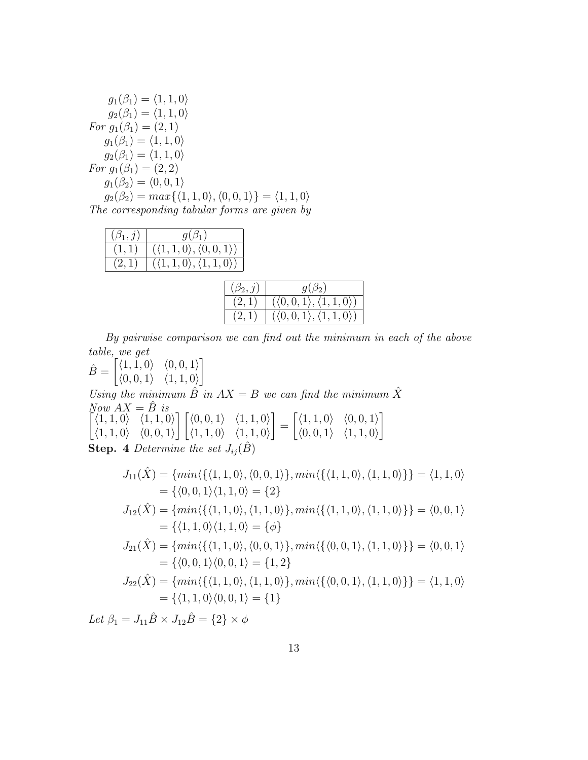$g_1(\beta_1) = \langle 1, 1, 0 \rangle$

$g_2(\beta_1) = \langle 1, 1, 0 \rangle$

*For* $g_1(\beta_1) = (2, 1)$

$g_1(\beta_1) = \langle 1, 1, 0 \rangle$

$g_2(\beta_1) = \langle 1, 1, 0 \rangle$

*For* $g_1(\beta_1) = (2, 2)$

$g_1(\beta_2) = \langle 0, 0, 1 \rangle$

$g_2(\beta_2) = max\{\langle 1, 1, 0 \rangle, \langle 0, 0, 1 \rangle\} = \langle 1, 1, 0 \rangle$

*The corresponding tabular forms are given by*

| $(\beta_1, j)$ | $g(\beta_1)$ |
|---|---|
| $(1, 1)$ | $(\langle 1, 1, 0 \rangle, \langle 0, 0, 1 \rangle)$ |
| $(2, 1)$ | $(\langle 1, 1, 0 \rangle, \langle 1, 1, 0 \rangle)$ |

| $(\beta_2, j)$ | $g(\beta_2)$ |
|---|---|
| $(2, 1)$ | $(\langle 0, 0, 1 \rangle, \langle 1, 1, 0 \rangle)$ |
| $(2, 1)$ | $(\langle 0, 0, 1 \rangle, \langle 1, 1, 0 \rangle)$ |

*By pairwise comparison we can find out the minimum in each of the above table, we get*

$$\hat{B} = \begin{bmatrix} \langle 1, 1, 0 \rangle & \langle 0, 0, 1 \rangle \\ \langle 0, 0, 1 \rangle & \langle 1, 1, 0 \rangle \end{bmatrix}$$

*Using the minimum* $\hat{B}$ *in* $AX = B$ *we can find the minimum* $\hat{X}$

*Now* $AX = \hat{B}$ *is*

$$\begin{bmatrix} \langle 1, 1, 0 \rangle & \langle 1, 1, 0 \rangle \\ \langle 1, 1, 0 \rangle & \langle 0, 0, 1 \rangle \end{bmatrix} \begin{bmatrix} \langle 0, 0, 1 \rangle & \langle 1, 1, 0 \rangle \\ \langle 1, 1, 0 \rangle & \langle 1, 1, 0 \rangle \end{bmatrix} = \begin{bmatrix} \langle 1, 1, 0 \rangle & \langle 0, 0, 1 \rangle \\ \langle 0, 0, 1 \rangle & \langle 1, 1, 0 \rangle \end{bmatrix}$$

**Step. 4** *Determine the set* $J_{ij}(\hat{B})$

$$\begin{aligned} J_{11}(\hat{X}) &= \{min\langle\{\langle 1, 1, 0 \rangle, \langle 0, 0, 1 \rangle\}, min\langle\{\langle 1, 1, 0 \rangle, \langle 1, 1, 0 \rangle\}\} = \langle 1, 1, 0 \rangle \\ &= \{\langle 0, 0, 1 \rangle \langle 1, 1, 0 \rangle = \{2\} \\ J_{12}(\hat{X}) &= \{min\langle\{\langle 1, 1, 0 \rangle, \langle 1, 1, 0 \rangle\}, min\langle\{\langle 1, 1, 0 \rangle, \langle 1, 1, 0 \rangle\}\} = \langle 0, 0, 1 \rangle \\ &= \{\langle 1, 1, 0 \rangle \langle 1, 1, 0 \rangle = \{\phi\} \\ J_{21}(\hat{X}) &= \{min\langle\{\langle 1, 1, 0 \rangle, \langle 0, 0, 1 \rangle\}, min\langle\{\langle 0, 0, 1 \rangle, \langle 1, 1, 0 \rangle\}\} = \langle 0, 0, 1 \rangle \\ &= \{\langle 0, 0, 1 \rangle \langle 0, 0, 1 \rangle = \{1, 2\} \\ J_{22}(\hat{X}) &= \{min\langle\{\langle 1, 1, 0 \rangle, \langle 1, 1, 0 \rangle\}, min\langle\{\langle 0, 0, 1 \rangle, \langle 1, 1, 0 \rangle\}\} = \langle 1, 1, 0 \rangle \\ &= \{\langle 1, 1, 0 \rangle \langle 0, 0, 1 \rangle = \{1\} \end{aligned}$$

*Let* $\beta_1 = J_{11}\hat{B} \times J_{12}\hat{B} = \{2\} \times \phi$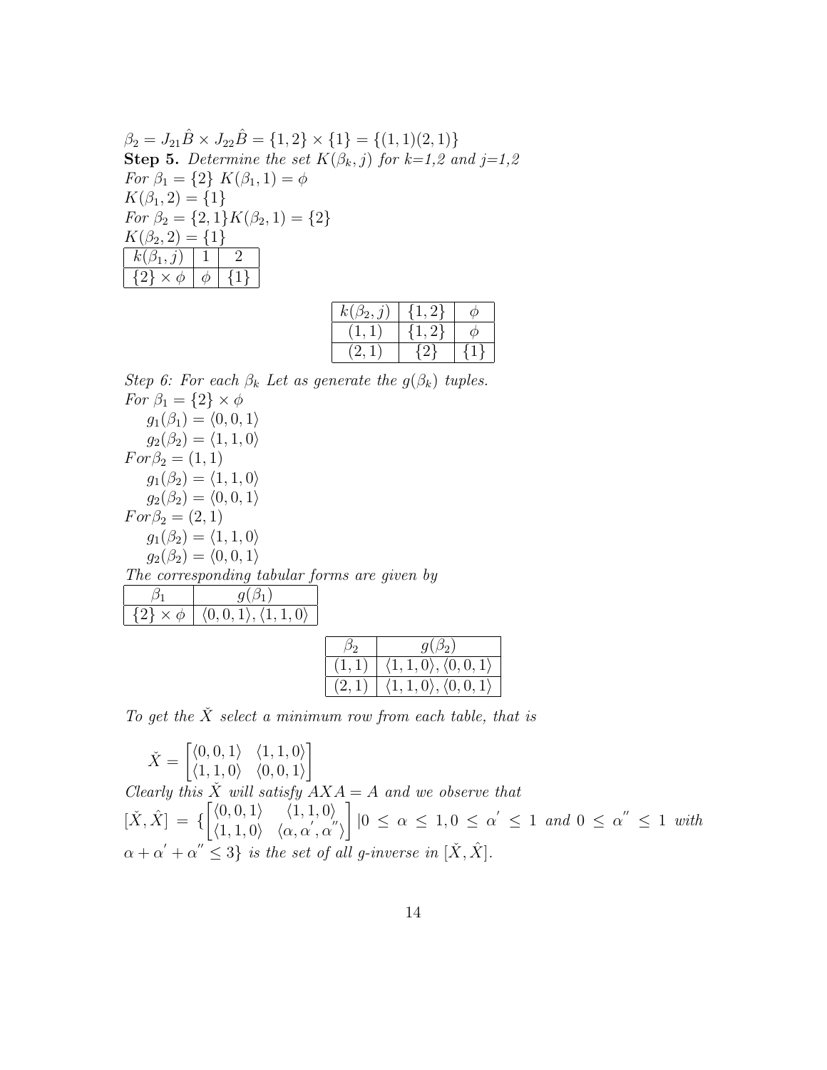$\beta_2 = J_{21}\hat{B} \times J_{22}\hat{B} = \{1, 2\} \times \{1\} = \{(1, 1)(2, 1)\}$

**Step 5.** *Determine the set $K(\beta_k, j)$ for k=1,2 and j=1,2*

*For* $\beta_1 = \{2\}$ $K(\beta_1, 1) = \phi$

$K(\beta_1, 2) = \{1\}$

*For* $\beta_2 = \{2, 1\}K(\beta_2, 1) = \{2\}$

$K(\beta_2, 2) = \{1\}$

| $k(\beta_1, j)$ | 1 | 2 |
|---|---|---|
| $\{2\} \times \phi$ | $\phi$ | $\{1\}$ |

| $k(\beta_2, j)$ | $\{1, 2\}$ | $\phi$ |
|---|---|---|
| $(1, 1)$ | $\{1, 2\}$ | $\phi$ |
| $(2, 1)$ | $\{2\}$ | $\{1\}$ |

*Step 6: For each $\beta_k$ Let as generate the $g(\beta_k)$ tuples.*

*For* $\beta_1 = \{2\} \times \phi$

$g_1(\beta_1) = \langle 0, 0, 1\rangle$

$g_2(\beta_2) = \langle 1, 1, 0\rangle$

$For \beta_2 = (1, 1)$

$g_1(\beta_2) = \langle 1, 1, 0\rangle$

$g_2(\beta_2) = \langle 0, 0, 1\rangle$

$For \beta_2 = (2, 1)$

$g_1(\beta_2) = \langle 1, 1, 0\rangle$

$g_2(\beta_2) = \langle 0, 0, 1\rangle$

*The corresponding tabular forms are given by*

| $\beta_1$ | $g(\beta_1)$ |
|---|---|
| $\{2\} \times \phi$ | $\langle 0, 0, 1\rangle, \langle 1, 1, 0\rangle$ |

| $\beta_2$ | $g(\beta_2)$ |
|---|---|
| $(1, 1)$ | $\langle 1, 1, 0\rangle, \langle 0, 0, 1\rangle$ |
| $(2, 1)$ | $\langle 1, 1, 0\rangle, \langle 0, 0, 1\rangle$ |

*To get the $\check{X}$ select a minimum row from each table, that is*

$$\check{X} = \begin{bmatrix} \langle 0, 0, 1\rangle & \langle 1, 1, 0\rangle \\ \langle 1, 1, 0\rangle & \langle 0, 0, 1\rangle \end{bmatrix}$$

*Clearly this $\check{X}$ will satisfy $AXA = A$ and we observe that* $[\check{X}, \hat{X}] = \{\begin{bmatrix} \langle 0, 0, 1\rangle & \langle 1, 1, 0\rangle \\ \langle 1, 1, 0\rangle & \langle \alpha, \alpha', \alpha''\rangle \end{bmatrix} | 0 \leq \alpha \leq 1, 0 \leq \alpha' \leq 1$ *and* $0 \leq \alpha'' \leq 1$ *with* $\alpha + \alpha' + \alpha'' \leq 3\}$ *is the set of all g-inverse in $[\check{X}, \hat{X}]$.*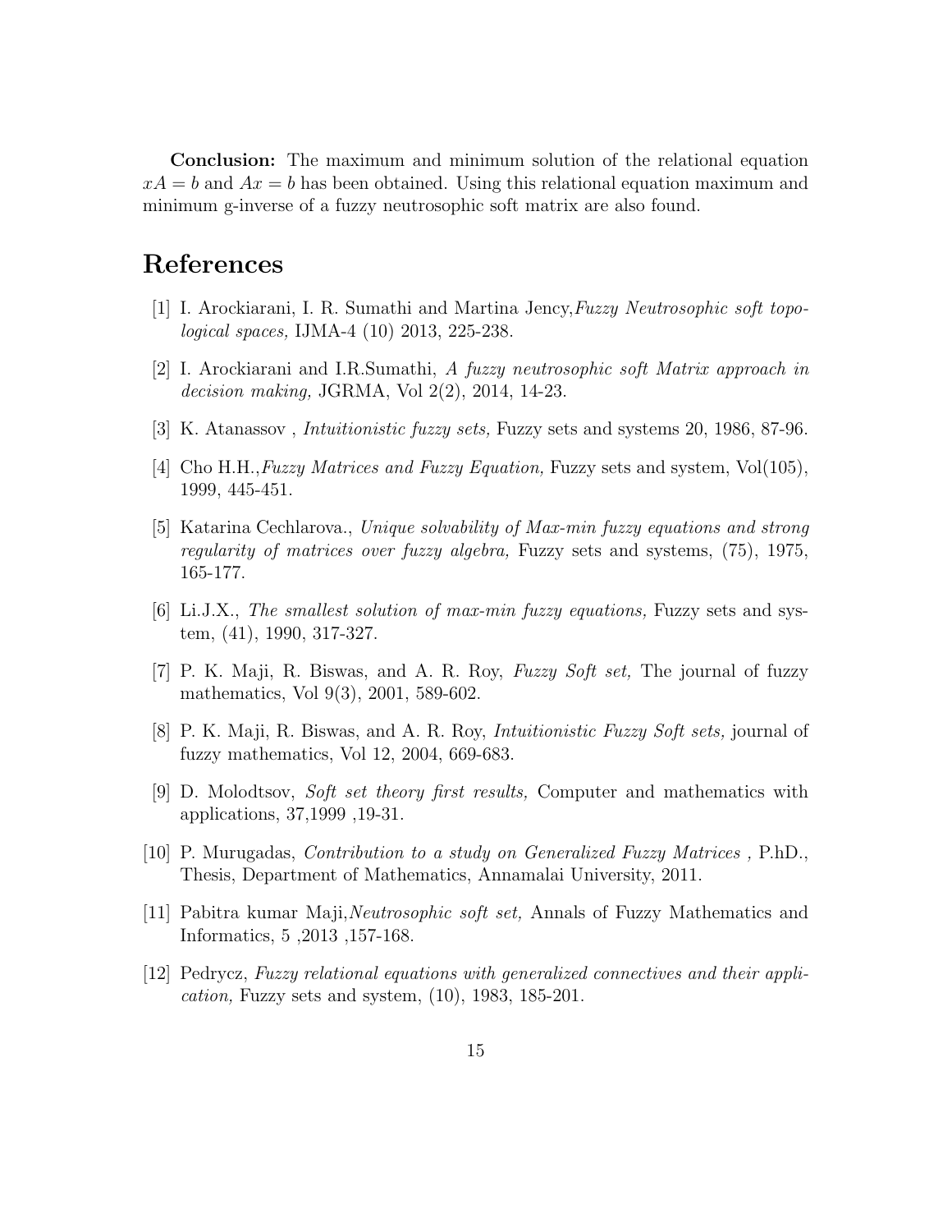**Conclusion:** The maximum and minimum solution of the relational equation $xA = b$ and $Ax = b$ has been obtained. Using this relational equation maximum and minimum g-inverse of a fuzzy neutrosophic soft matrix are also found.

# References

[1] I. Arockiarani, I. R. Sumathi and Martina Jency,*Fuzzy Neutrosophic soft topological spaces,* IJMA-4 (10) 2013, 225-238.

[2] I. Arockiarani and I.R.Sumathi, *A fuzzy neutrosophic soft Matrix approach in decision making,* JGRMA, Vol 2(2), 2014, 14-23.

[3] K. Atanassov , *Intuitionistic fuzzy sets,* Fuzzy sets and systems 20, 1986, 87-96.

[4] Cho H.H.,*Fuzzy Matrices and Fuzzy Equation,* Fuzzy sets and system, Vol(105), 1999, 445-451.

[5] Katarina Cechlarova., *Unique solvability of Max-min fuzzy equations and strong regularity of matrices over fuzzy algebra,* Fuzzy sets and systems, (75), 1975, 165-177.

[6] Li.J.X., *The smallest solution of max-min fuzzy equations,* Fuzzy sets and system, (41), 1990, 317-327.

[7] P. K. Maji, R. Biswas, and A. R. Roy, *Fuzzy Soft set,* The journal of fuzzy mathematics, Vol 9(3), 2001, 589-602.

[8] P. K. Maji, R. Biswas, and A. R. Roy, *Intuitionistic Fuzzy Soft sets,* journal of fuzzy mathematics, Vol 12, 2004, 669-683.

[9] D. Molodtsov, *Soft set theory first results,* Computer and mathematics with applications, 37,1999 ,19-31.

[10] P. Murugadas, *Contribution to a study on Generalized Fuzzy Matrices ,* P.hD., Thesis, Department of Mathematics, Annamalai University, 2011.

[11] Pabitra kumar Maji,*Neutrosophic soft set,* Annals of Fuzzy Mathematics and Informatics, 5 ,2013 ,157-168.

[12] Pedrycz, *Fuzzy relational equations with generalized connectives and their application,* Fuzzy sets and system, (10), 1983, 185-201.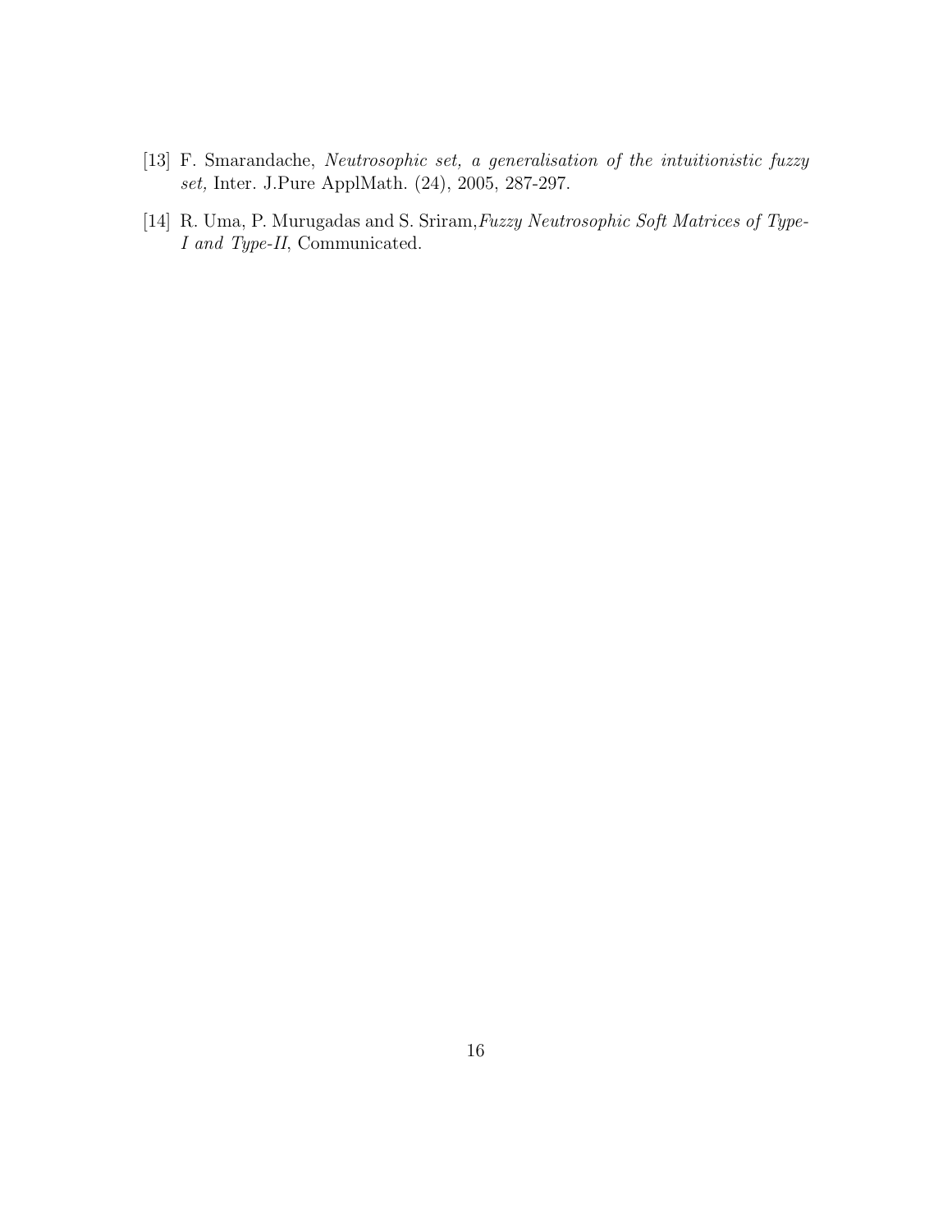[13] F. Smarandache, *Neutrosophic set, a generalisation of the intuitionistic fuzzy set,* Inter. J.Pure ApplMath. (24), 2005, 287-297.

[14] R. Uma, P. Murugadas and S. Sriram,*Fuzzy Neutrosophic Soft Matrices of Type-I and Type-II*, Communicated.